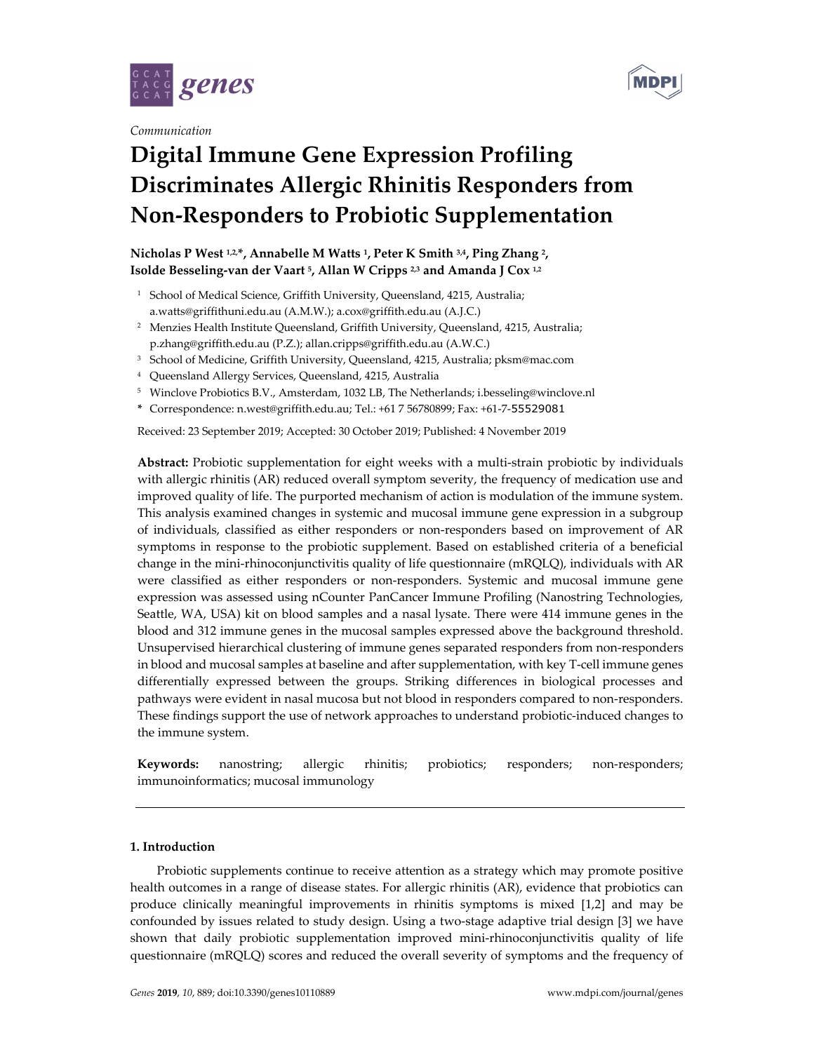*Communication*

# Digital Immune Gene Expression Profiling Discriminates Allergic Rhinitis Responders from Non-Responders to Probiotic Supplementation

**Nicholas P West [1,2,*], Annabelle M Watts [1], Peter K Smith [3,4], Ping Zhang [2], Isolde Besseling-van der Vaart [5], Allan W Cripps [2,3] and Amanda J Cox [1,2]**

1. School of Medical Science, Griffith University, Queensland, 4215, Australia; a.watts@griffithuni.edu.au (A.M.W.); a.cox@griffith.edu.au (A.J.C.)
2. Menzies Health Institute Queensland, Griffith University, Queensland, 4215, Australia; p.zhang@griffith.edu.au (P.Z.); allan.cripps@griffith.edu.au (A.W.C.)
3. School of Medicine, Griffith University, Queensland, 4215, Australia; pksm@mac.com
4. Queensland Allergy Services, Queensland, 4215, Australia
5. Winclove Probiotics B.V., Amsterdam, 1032 LB, The Netherlands; i.besseling@winclove.nl

\* Correspondence: n.west@griffith.edu.au; Tel.: +61 7 56780899; Fax: +61-7-55529081

Received: 23 September 2019; Accepted: 30 October 2019; Published: 4 November 2019

**Abstract:** Probiotic supplementation for eight weeks with a multi-strain probiotic by individuals with allergic rhinitis (AR) reduced overall symptom severity, the frequency of medication use and improved quality of life. The purported mechanism of action is modulation of the immune system. This analysis examined changes in systemic and mucosal immune gene expression in a subgroup of individuals, classified as either responders or non-responders based on improvement of AR symptoms in response to the probiotic supplement. Based on established criteria of a beneficial change in the mini-rhinoconjunctivitis quality of life questionnaire (mRQLQ), individuals with AR were classified as either responders or non-responders. Systemic and mucosal immune gene expression was assessed using nCounter PanCancer Immune Profiling (Nanostring Technologies, Seattle, WA, USA) kit on blood samples and a nasal lysate. There were 414 immune genes in the blood and 312 immune genes in the mucosal samples expressed above the background threshold. Unsupervised hierarchical clustering of immune genes separated responders from non-responders in blood and mucosal samples at baseline and after supplementation, with key T-cell immune genes differentially expressed between the groups. Striking differences in biological processes and pathways were evident in nasal mucosa but not blood in responders compared to non-responders. These findings support the use of network approaches to understand probiotic-induced changes to the immune system.

**Keywords:** nanostring; allergic rhinitis; probiotics; responders; non-responders; immunoinformatics; mucosal immunology

## 1. Introduction

Probiotic supplements continue to receive attention as a strategy which may promote positive health outcomes in a range of disease states. For allergic rhinitis (AR), evidence that probiotics can produce clinically meaningful improvements in rhinitis symptoms is mixed [1,2] and may be confounded by issues related to study design. Using a two-stage adaptive trial design [3] we have shown that daily probiotic supplementation improved mini-rhinoconjunctivitis quality of life questionnaire (mRQLQ) scores and reduced the overall severity of symptoms and the frequency of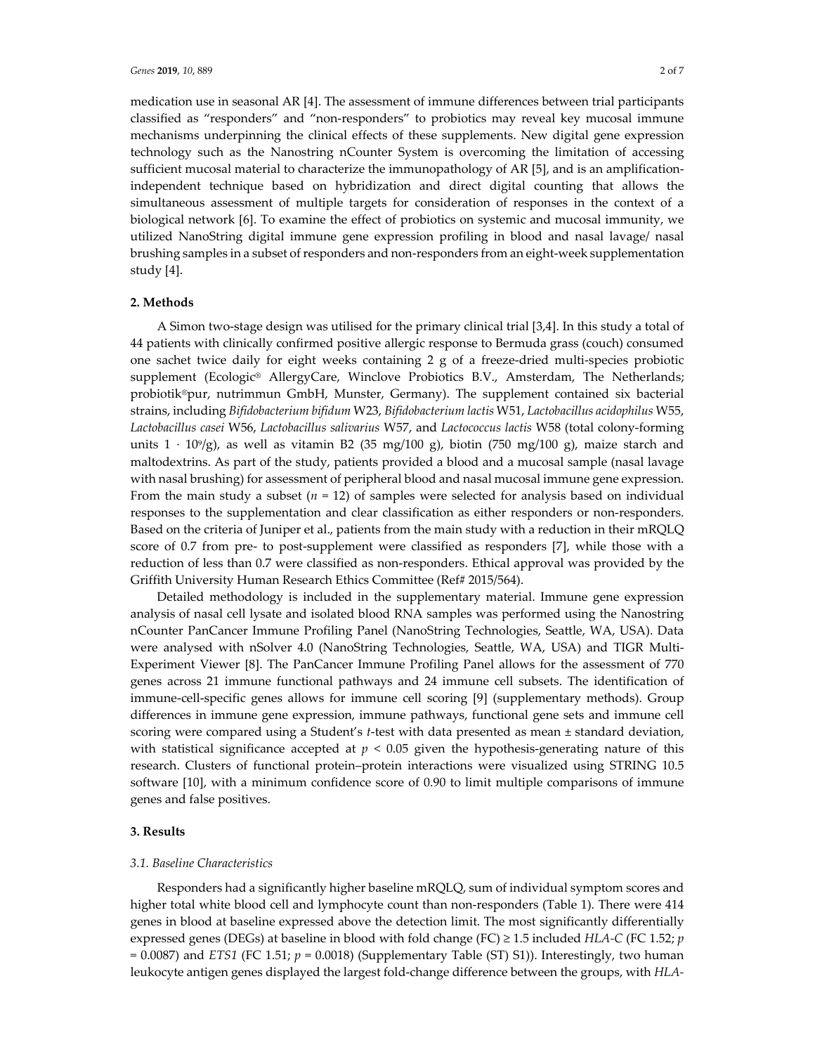medication use in seasonal AR [4]. The assessment of immune differences between trial participants classified as "responders" and "non-responders" to probiotics may reveal key mucosal immune mechanisms underpinning the clinical effects of these supplements. New digital gene expression technology such as the Nanostring nCounter System is overcoming the limitation of accessing sufficient mucosal material to characterize the immunopathology of AR [5], and is an amplification-independent technique based on hybridization and direct digital counting that allows the simultaneous assessment of multiple targets for consideration of responses in the context of a biological network [6]. To examine the effect of probiotics on systemic and mucosal immunity, we utilized NanoString digital immune gene expression profiling in blood and nasal lavage/ nasal brushing samples in a subset of responders and non-responders from an eight-week supplementation study [4].

## 2. Methods

A Simon two-stage design was utilised for the primary clinical trial [3,4]. In this study a total of 44 patients with clinically confirmed positive allergic response to Bermuda grass (couch) consumed one sachet twice daily for eight weeks containing 2 g of a freeze-dried multi-species probiotic supplement (Ecologic® AllergyCare, Winclove Probiotics B.V., Amsterdam, The Netherlands; probiotik®pur, nutrimmun GmbH, Munster, Germany). The supplement contained six bacterial strains, including *Bifidobacterium bifidum* W23, *Bifidobacterium lactis* W51, *Lactobacillus acidophilus* W55, *Lactobacillus casei* W56, *Lactobacillus salivarius* W57, and *Lactococcus lactis* W58 (total colony-forming units $1 \cdot 10^9$/g), as well as vitamin B2 (35 mg/100 g), biotin (750 mg/100 g), maize starch and maltodextrins. As part of the study, patients provided a blood and a mucosal sample (nasal lavage with nasal brushing) for assessment of peripheral blood and nasal mucosal immune gene expression. From the main study a subset ($n = 12$) of samples were selected for analysis based on individual responses to the supplementation and clear classification as either responders or non-responders. Based on the criteria of Juniper et al., patients from the main study with a reduction in their mRQLQ score of 0.7 from pre- to post-supplement were classified as responders [7], while those with a reduction of less than 0.7 were classified as non-responders. Ethical approval was provided by the Griffith University Human Research Ethics Committee (Ref# 2015/564).

Detailed methodology is included in the supplementary material. Immune gene expression analysis of nasal cell lysate and isolated blood RNA samples was performed using the Nanostring nCounter PanCancer Immune Profiling Panel (NanoString Technologies, Seattle, WA, USA). Data were analysed with nSolver 4.0 (NanoString Technologies, Seattle, WA, USA) and TIGR Multi-Experiment Viewer [8]. The PanCancer Immune Profiling Panel allows for the assessment of 770 genes across 21 immune functional pathways and 24 immune cell subsets. The identification of immune-cell-specific genes allows for immune cell scoring [9] (supplementary methods). Group differences in immune gene expression, immune pathways, functional gene sets and immune cell scoring were compared using a Student's *t*-test with data presented as mean ± standard deviation, with statistical significance accepted at $p < 0.05$ given the hypothesis-generating nature of this research. Clusters of functional protein–protein interactions were visualized using STRING 10.5 software [10], with a minimum confidence score of 0.90 to limit multiple comparisons of immune genes and false positives.

## 3. Results

### 3.1. Baseline Characteristics

Responders had a significantly higher baseline mRQLQ, sum of individual symptom scores and higher total white blood cell and lymphocyte count than non-responders (Table 1). There were 414 genes in blood at baseline expressed above the detection limit. The most significantly differentially expressed genes (DEGs) at baseline in blood with fold change (FC) ≥ 1.5 included *HLA-C* (FC 1.52; $p = 0.0087$) and *ETS1* (FC 1.51; $p = 0.0018$) (Supplementary Table (ST) S1)). Interestingly, two human leukocyte antigen genes displayed the largest fold-change difference between the groups, with *HLA-*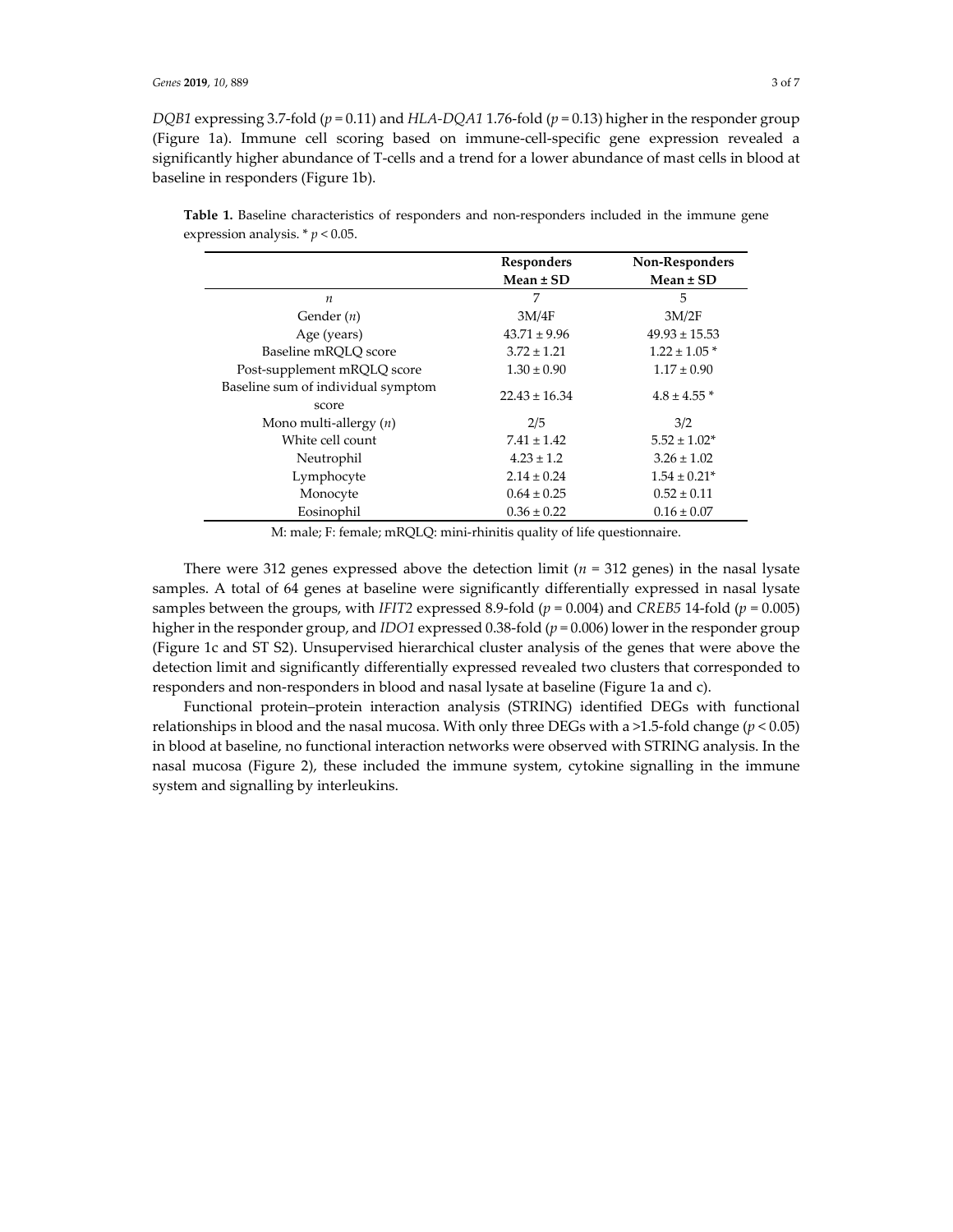*DQB1* expressing 3.7-fold ($p = 0.11$) and *HLA-DQA1* 1.76-fold ($p = 0.13$) higher in the responder group (Figure 1a). Immune cell scoring based on immune-cell-specific gene expression revealed a significantly higher abundance of T-cells and a trend for a lower abundance of mast cells in blood at baseline in responders (Figure 1b).

**Table 1.** Baseline characteristics of responders and non-responders included in the immune gene expression analysis. * $p < 0.05$.

| | Responders Mean ± SD | Non-Responders Mean ± SD |
|---|---|---|
| *n* | 7 | 5 |
| Gender (*n*) | 3M/4F | 3M/2F |
| Age (years) | 43.71 ± 9.96 | 49.93 ± 15.53 |
| Baseline mRQLQ score | 3.72 ± 1.21 | 1.22 ± 1.05 * |
| Post-supplement mRQLQ score | 1.30 ± 0.90 | 1.17 ± 0.90 |
| Baseline sum of individual symptom score | 22.43 ± 16.34 | 4.8 ± 4.55 * |
| Mono multi-allergy (*n*) | 2/5 | 3/2 |
| White cell count | 7.41 ± 1.42 | 5.52 ± 1.02* |
| Neutrophil | 4.23 ± 1.2 | 3.26 ± 1.02 |
| Lymphocyte | 2.14 ± 0.24 | 1.54 ± 0.21* |
| Monocyte | 0.64 ± 0.25 | 0.52 ± 0.11 |
| Eosinophil | 0.36 ± 0.22 | 0.16 ± 0.07 |

M: male; F: female; mRQLQ: mini-rhinitis quality of life questionnaire.

There were 312 genes expressed above the detection limit ($n$ = 312 genes) in the nasal lysate samples. A total of 64 genes at baseline were significantly differentially expressed in nasal lysate samples between the groups, with *IFIT2* expressed 8.9-fold ($p = 0.004$) and *CREB5* 14-fold ($p = 0.005$) higher in the responder group, and *IDO1* expressed 0.38-fold ($p = 0.006$) lower in the responder group (Figure 1c and ST S2). Unsupervised hierarchical cluster analysis of the genes that were above the detection limit and significantly differentially expressed revealed two clusters that corresponded to responders and non-responders in blood and nasal lysate at baseline (Figure 1a and c).

Functional protein–protein interaction analysis (STRING) identified DEGs with functional relationships in blood and the nasal mucosa. With only three DEGs with a >1.5-fold change ($p < 0.05$) in blood at baseline, no functional interaction networks were observed with STRING analysis. In the nasal mucosa (Figure 2), these included the immune system, cytokine signalling in the immune system and signalling by interleukins.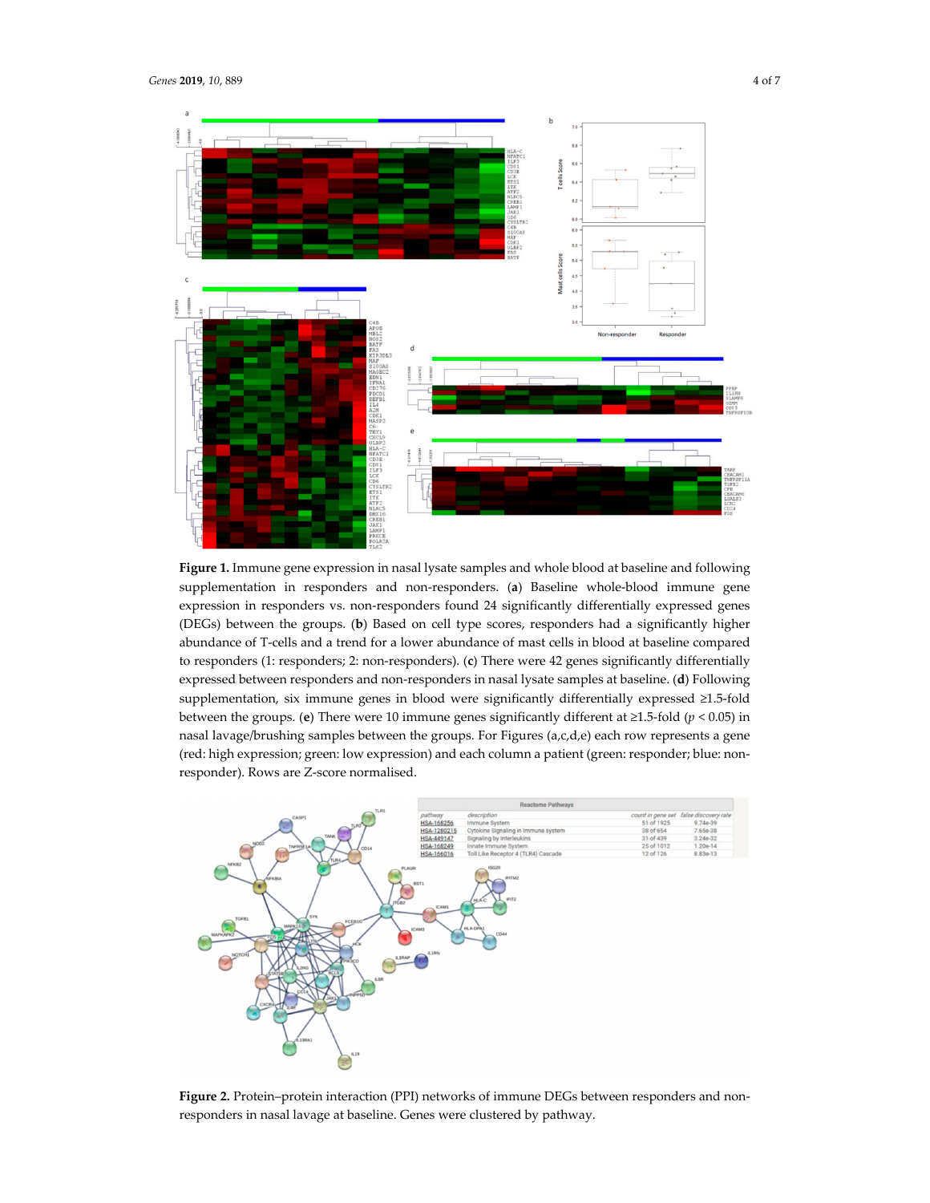**Figure 1.** Immune gene expression in nasal lysate samples and whole blood at baseline and following supplementation in responders and non-responders. (**a**) Baseline whole-blood immune gene expression in responders vs. non-responders found 24 significantly differentially expressed genes (DEGs) between the groups. (**b**) Based on cell type scores, responders had a significantly higher abundance of T-cells and a trend for a lower abundance of mast cells in blood at baseline compared to responders (1: responders; 2: non-responders). (**c**) There were 42 genes significantly differentially expressed between responders and non-responders in nasal lysate samples at baseline. (**d**) Following supplementation, six immune genes in blood were significantly differentially expressed ≥1.5-fold between the groups. (**e**) There were 10 immune genes significantly different at ≥1.5-fold ($p < 0.05$) in nasal lavage/brushing samples between the groups. For Figures (a,c,d,e) each row represents a gene (red: high expression; green: low expression) and each column a patient (green: responder; blue: non-responder). Rows are Z-score normalised.

**Figure 2.** Protein–protein interaction (PPI) networks of immune DEGs between responders and non-responders in nasal lavage at baseline. Genes were clustered by pathway.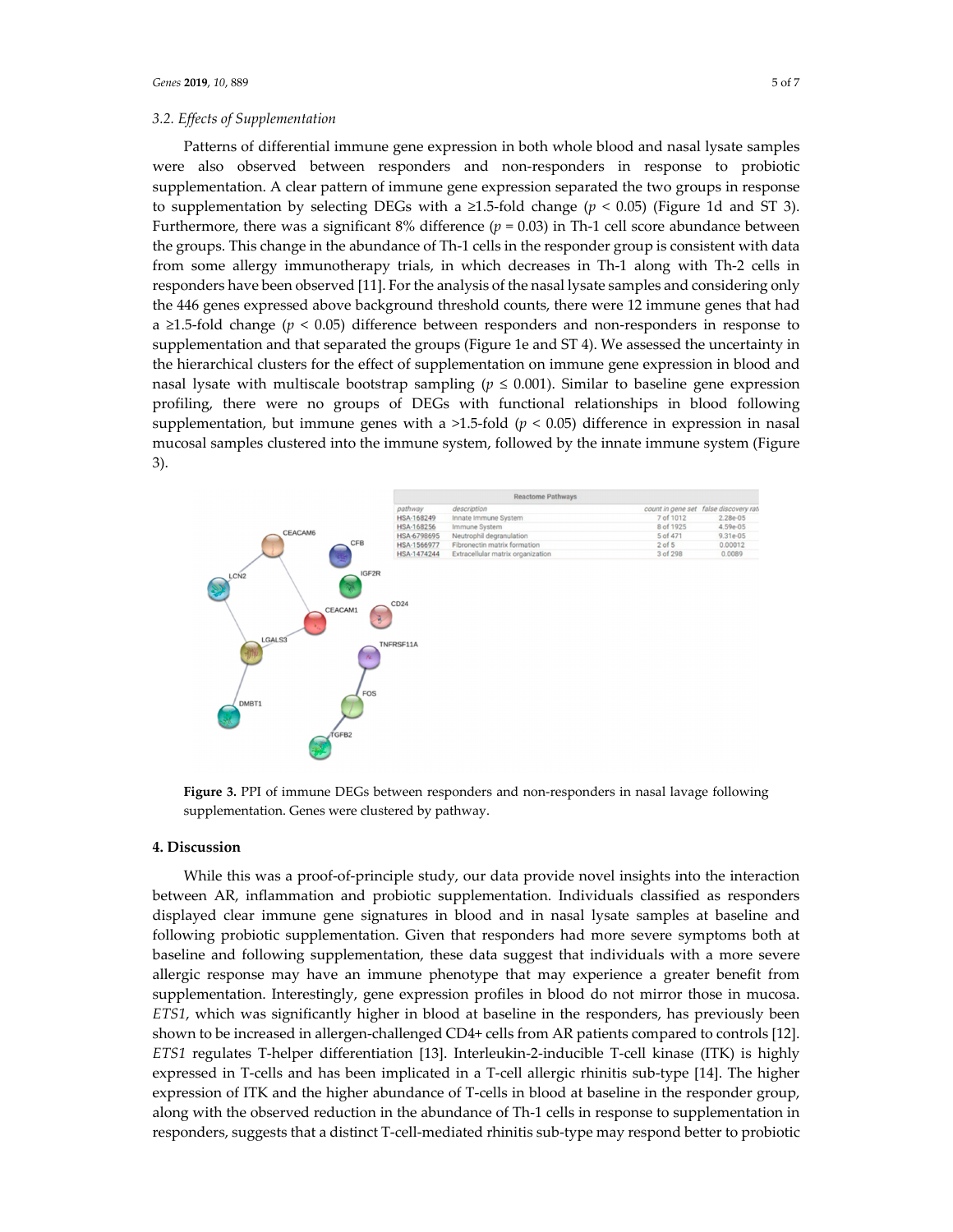### 3.2. Effects of Supplementation

Patterns of differential immune gene expression in both whole blood and nasal lysate samples were also observed between responders and non-responders in response to probiotic supplementation. A clear pattern of immune gene expression separated the two groups in response to supplementation by selecting DEGs with a ≥1.5-fold change ($p < 0.05$) (Figure 1d and ST 3). Furthermore, there was a significant 8% difference ($p = 0.03$) in Th-1 cell score abundance between the groups. This change in the abundance of Th-1 cells in the responder group is consistent with data from some allergy immunotherapy trials, in which decreases in Th-1 along with Th-2 cells in responders have been observed [11]. For the analysis of the nasal lysate samples and considering only the 446 genes expressed above background threshold counts, there were 12 immune genes that had a ≥1.5-fold change ($p < 0.05$) difference between responders and non-responders in response to supplementation and that separated the groups (Figure 1e and ST 4). We assessed the uncertainty in the hierarchical clusters for the effect of supplementation on immune gene expression in blood and nasal lysate with multiscale bootstrap sampling ($p \leq 0.001$). Similar to baseline gene expression profiling, there were no groups of DEGs with functional relationships in blood following supplementation, but immune genes with a >1.5-fold ($p < 0.05$) difference in expression in nasal mucosal samples clustered into the immune system, followed by the innate immune system (Figure 3).

| Reactome Pathways | | | |
|---|---|---|---|
| pathway | description | count in gene set | false discovery rate |
| HSA-168249 | Innate Immune System | 7 of 1012 | 2.28e-05 |
| HSA-168256 | Immune System | 8 of 1925 | 4.59e-05 |
| HSA-6798695 | Neutrophil degranulation | 5 of 471 | 9.31e-05 |
| HSA-1566977 | Fibronectin matrix formation | 2 of 5 | 0.00012 |
| HSA-1474244 | Extracellular matrix organization | 3 of 298 | 0.0089 |

**Figure 3.** PPI of immune DEGs between responders and non-responders in nasal lavage following supplementation. Genes were clustered by pathway.

## 4. Discussion

While this was a proof-of-principle study, our data provide novel insights into the interaction between AR, inflammation and probiotic supplementation. Individuals classified as responders displayed clear immune gene signatures in blood and in nasal lysate samples at baseline and following probiotic supplementation. Given that responders had more severe symptoms both at baseline and following supplementation, these data suggest that individuals with a more severe allergic response may have an immune phenotype that may experience a greater benefit from supplementation. Interestingly, gene expression profiles in blood do not mirror those in mucosa. *ETS1*, which was significantly higher in blood at baseline in the responders, has previously been shown to be increased in allergen-challenged CD4+ cells from AR patients compared to controls [12]. *ETS1* regulates T-helper differentiation [13]. Interleukin-2-inducible T-cell kinase (ITK) is highly expressed in T-cells and has been implicated in a T-cell allergic rhinitis sub-type [14]. The higher expression of ITK and the higher abundance of T-cells in blood at baseline in the responder group, along with the observed reduction in the abundance of Th-1 cells in response to supplementation in responders, suggests that a distinct T-cell-mediated rhinitis sub-type may respond better to probiotic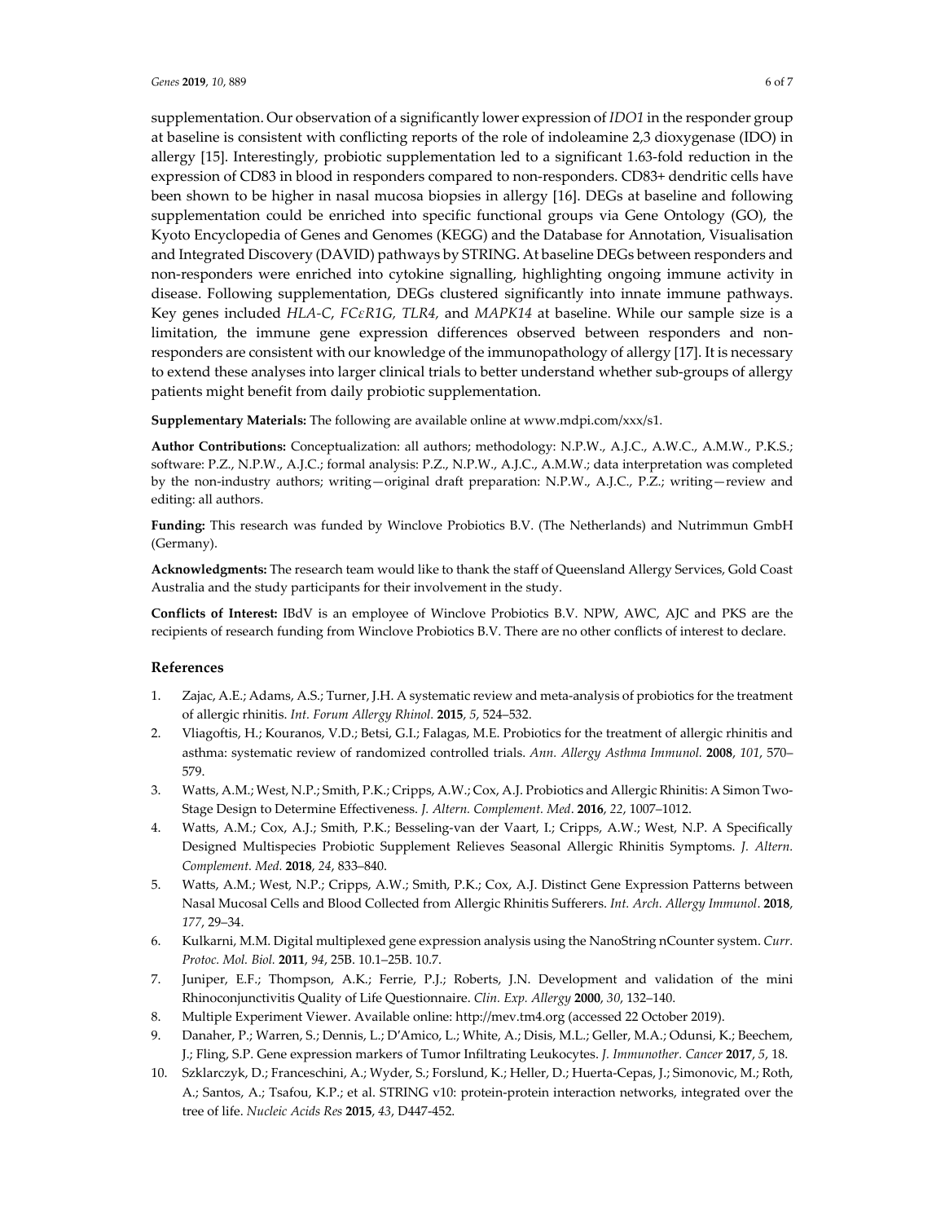supplementation. Our observation of a significantly lower expression of *IDO1* in the responder group at baseline is consistent with conflicting reports of the role of indoleamine 2,3 dioxygenase (IDO) in allergy [15]. Interestingly, probiotic supplementation led to a significant 1.63-fold reduction in the expression of CD83 in blood in responders compared to non-responders. CD83+ dendritic cells have been shown to be higher in nasal mucosa biopsies in allergy [16]. DEGs at baseline and following supplementation could be enriched into specific functional groups via Gene Ontology (GO), the Kyoto Encyclopedia of Genes and Genomes (KEGG) and the Database for Annotation, Visualisation and Integrated Discovery (DAVID) pathways by STRING. At baseline DEGs between responders and non-responders were enriched into cytokine signalling, highlighting ongoing immune activity in disease. Following supplementation, DEGs clustered significantly into innate immune pathways. Key genes included *HLA-C*, *FCεR1G*, *TLR4*, and *MAPK14* at baseline. While our sample size is a limitation, the immune gene expression differences observed between responders and non-responders are consistent with our knowledge of the immunopathology of allergy [17]. It is necessary to extend these analyses into larger clinical trials to better understand whether sub-groups of allergy patients might benefit from daily probiotic supplementation.

**Supplementary Materials:** The following are available online at www.mdpi.com/xxx/s1.

**Author Contributions:** Conceptualization: all authors; methodology: N.P.W., A.J.C., A.W.C., A.M.W., P.K.S.; software: P.Z., N.P.W., A.J.C.; formal analysis: P.Z., N.P.W., A.J.C., A.M.W.; data interpretation was completed by the non-industry authors; writing—original draft preparation: N.P.W., A.J.C., P.Z.; writing—review and editing: all authors.

**Funding:** This research was funded by Winclove Probiotics B.V. (The Netherlands) and Nutrimmun GmbH (Germany).

**Acknowledgments:** The research team would like to thank the staff of Queensland Allergy Services, Gold Coast Australia and the study participants for their involvement in the study.

**Conflicts of Interest:** IBdV is an employee of Winclove Probiotics B.V. NPW, AWC, AJC and PKS are the recipients of research funding from Winclove Probiotics B.V. There are no other conflicts of interest to declare.

## References

1. Zajac, A.E.; Adams, A.S.; Turner, J.H. A systematic review and meta-analysis of probiotics for the treatment of allergic rhinitis. *Int. Forum Allergy Rhinol.* **2015**, *5*, 524–532.
2. Vliagoftis, H.; Kouranos, V.D.; Betsi, G.I.; Falagas, M.E. Probiotics for the treatment of allergic rhinitis and asthma: systematic review of randomized controlled trials. *Ann. Allergy Asthma Immunol.* **2008**, *101*, 570–579.
3. Watts, A.M.; West, N.P.; Smith, P.K.; Cripps, A.W.; Cox, A.J. Probiotics and Allergic Rhinitis: A Simon Two-Stage Design to Determine Effectiveness. *J. Altern. Complement. Med*. **2016**, *22*, 1007–1012.
4. Watts, A.M.; Cox, A.J.; Smith, P.K.; Besseling-van der Vaart, I.; Cripps, A.W.; West, N.P. A Specifically Designed Multispecies Probiotic Supplement Relieves Seasonal Allergic Rhinitis Symptoms. *J. Altern. Complement. Med.* **2018**, *24*, 833–840.
5. Watts, A.M.; West, N.P.; Cripps, A.W.; Smith, P.K.; Cox, A.J. Distinct Gene Expression Patterns between Nasal Mucosal Cells and Blood Collected from Allergic Rhinitis Sufferers. *Int. Arch. Allergy Immunol*. **2018**, *177*, 29–34.
6. Kulkarni, M.M. Digital multiplexed gene expression analysis using the NanoString nCounter system. *Curr. Protoc. Mol. Biol.* **2011**, *94*, 25B. 10.1–25B. 10.7.
7. Juniper, E.F.; Thompson, A.K.; Ferrie, P.J.; Roberts, J.N. Development and validation of the mini Rhinoconjunctivitis Quality of Life Questionnaire. *Clin. Exp. Allergy* **2000**, *30*, 132–140.
8. Multiple Experiment Viewer. Available online: http://mev.tm4.org (accessed 22 October 2019).
9. Danaher, P.; Warren, S.; Dennis, L.; D'Amico, L.; White, A.; Disis, M.L.; Geller, M.A.; Odunsi, K.; Beechem, J.; Fling, S.P. Gene expression markers of Tumor Infiltrating Leukocytes. *J. Immunother. Cancer* **2017**, *5*, 18.
10. Szklarczyk, D.; Franceschini, A.; Wyder, S.; Forslund, K.; Heller, D.; Huerta-Cepas, J.; Simonovic, M.; Roth, A.; Santos, A.; Tsafou, K.P.; et al. STRING v10: protein-protein interaction networks, integrated over the tree of life. *Nucleic Acids Res* **2015**, *43*, D447-452.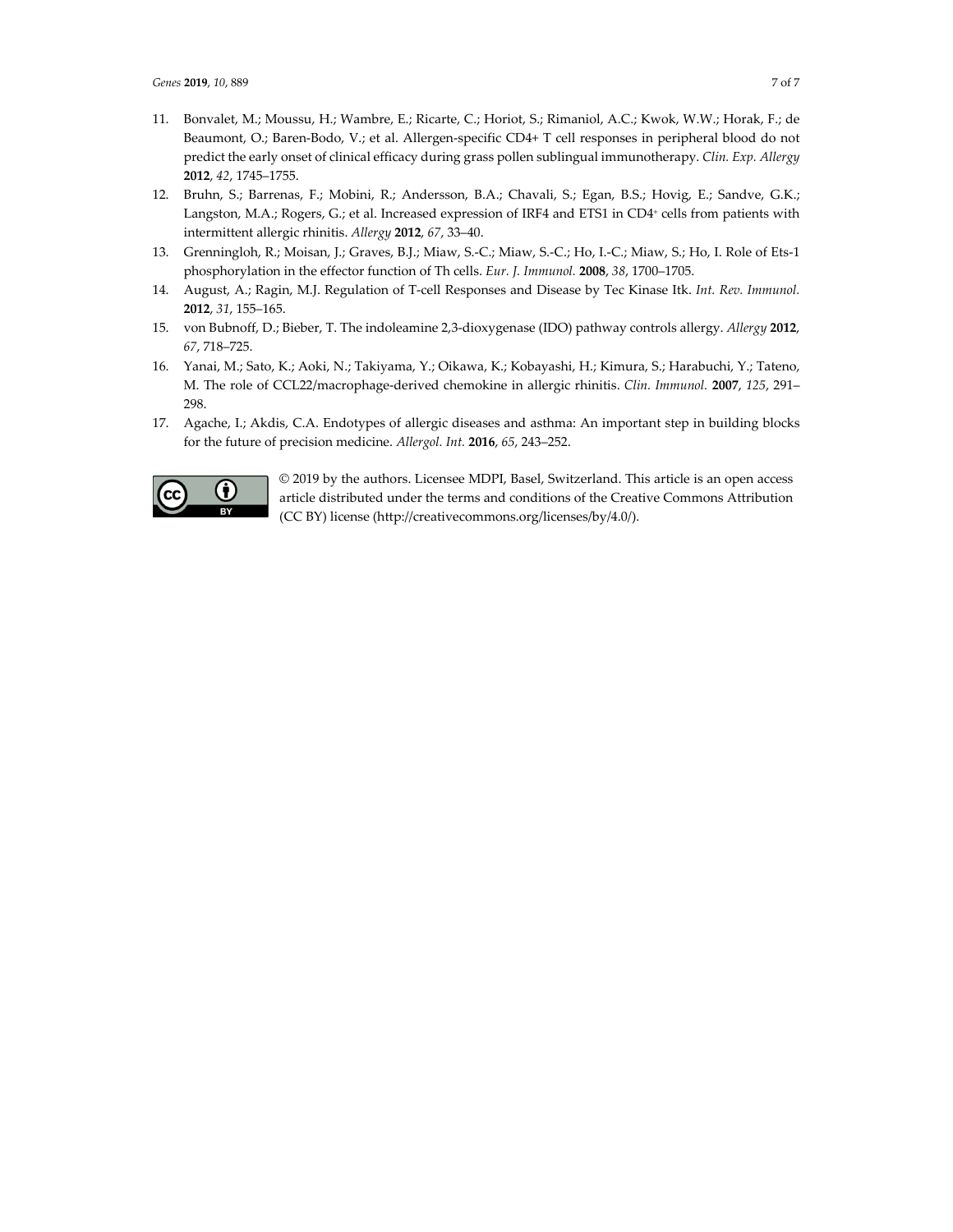11. Bonvalet, M.; Moussu, H.; Wambre, E.; Ricarte, C.; Horiot, S.; Rimaniol, A.C.; Kwok, W.W.; Horak, F.; de Beaumont, O.; Baren-Bodo, V.; et al. Allergen-specific CD4+ T cell responses in peripheral blood do not predict the early onset of clinical efficacy during grass pollen sublingual immunotherapy. *Clin. Exp. Allergy* **2012**, *42*, 1745–1755.
12. Bruhn, S.; Barrenas, F.; Mobini, R.; Andersson, B.A.; Chavali, S.; Egan, B.S.; Hovig, E.; Sandve, G.K.; Langston, M.A.; Rogers, G.; et al. Increased expression of IRF4 and ETS1 in $CD4^{+}$ cells from patients with intermittent allergic rhinitis. *Allergy* **2012**, *67*, 33–40.
13. Grenningloh, R.; Moisan, J.; Graves, B.J.; Miaw, S.-C.; Miaw, S.-C.; Ho, I.-C.; Miaw, S.; Ho, I. Role of Ets-1 phosphorylation in the effector function of Th cells. *Eur. J. Immunol.* **2008**, *38*, 1700–1705.
14. August, A.; Ragin, M.J. Regulation of T-cell Responses and Disease by Tec Kinase Itk. *Int. Rev. Immunol.* **2012**, *31*, 155–165.
15. von Bubnoff, D.; Bieber, T. The indoleamine 2,3-dioxygenase (IDO) pathway controls allergy. *Allergy* **2012**, *67*, 718–725.
16. Yanai, M.; Sato, K.; Aoki, N.; Takiyama, Y.; Oikawa, K.; Kobayashi, H.; Kimura, S.; Harabuchi, Y.; Tateno, M. The role of CCL22/macrophage-derived chemokine in allergic rhinitis. *Clin. Immunol.* **2007**, *125*, 291–298.
17. Agache, I.; Akdis, C.A. Endotypes of allergic diseases and asthma: An important step in building blocks for the future of precision medicine. *Allergol. Int.* **2016**, *65*, 243–252.

© 2019 by the authors. Licensee MDPI, Basel, Switzerland. This article is an open access article distributed under the terms and conditions of the Creative Commons Attribution (CC BY) license (http://creativecommons.org/licenses/by/4.0/).